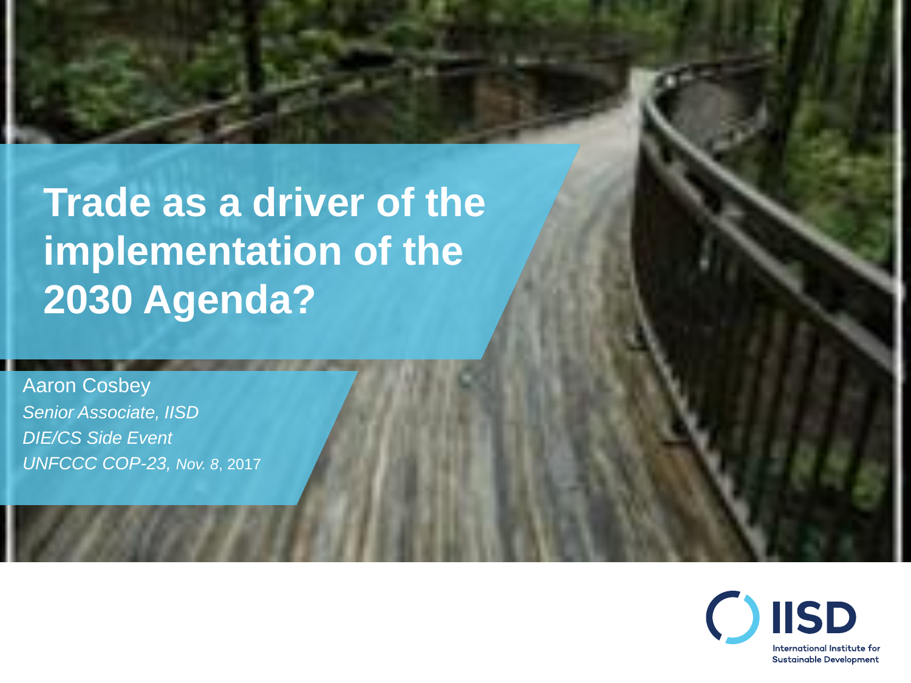# Trade as a driver of the implementation of the 2030 Agenda?

Aaron Cosbey

*Senior Associate, IISD*

*DIE/CS Side Event*

*UNFCCC COP-23, Nov. 8*, 2017

IISD

International Institute for Sustainable Development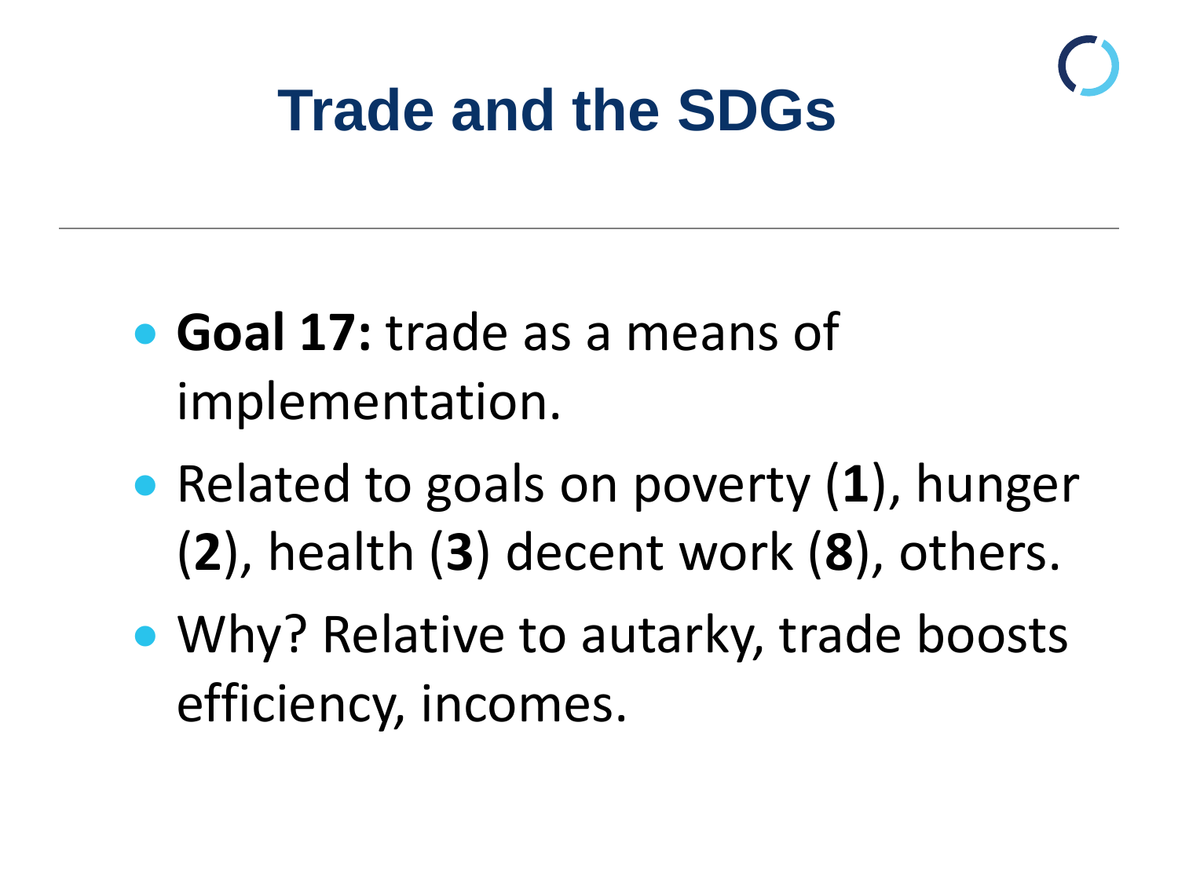# Trade and the SDGs

- **Goal 17:** trade as a means of implementation.
- Related to goals on poverty (**1**), hunger (**2**), health (**3**) decent work (**8**), others.
- Why? Relative to autarky, trade boosts efficiency, incomes.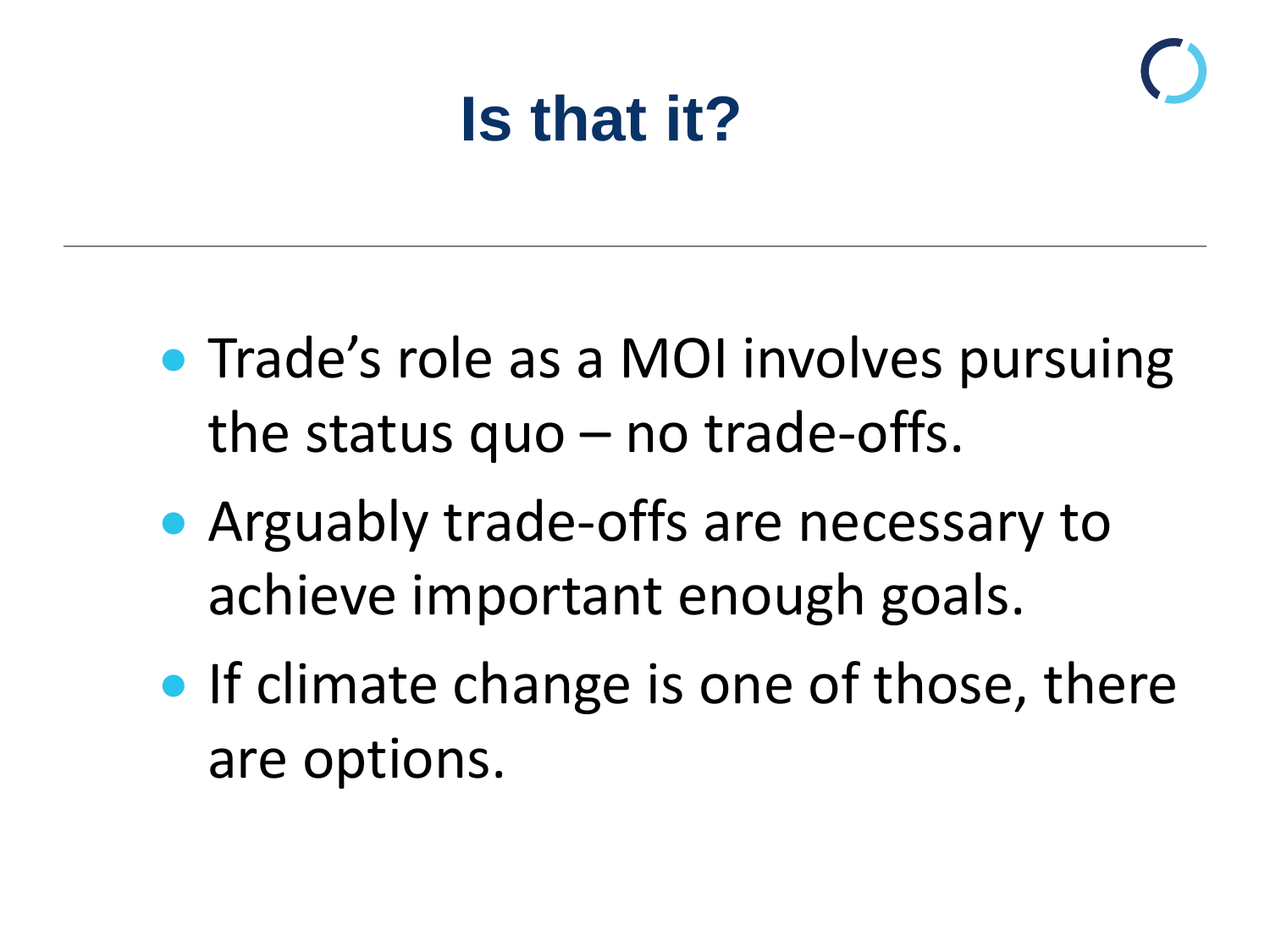# Is that it?

- Trade's role as a MOI involves pursuing the status quo – no trade-offs.
- Arguably trade-offs are necessary to achieve important enough goals.
- If climate change is one of those, there are options.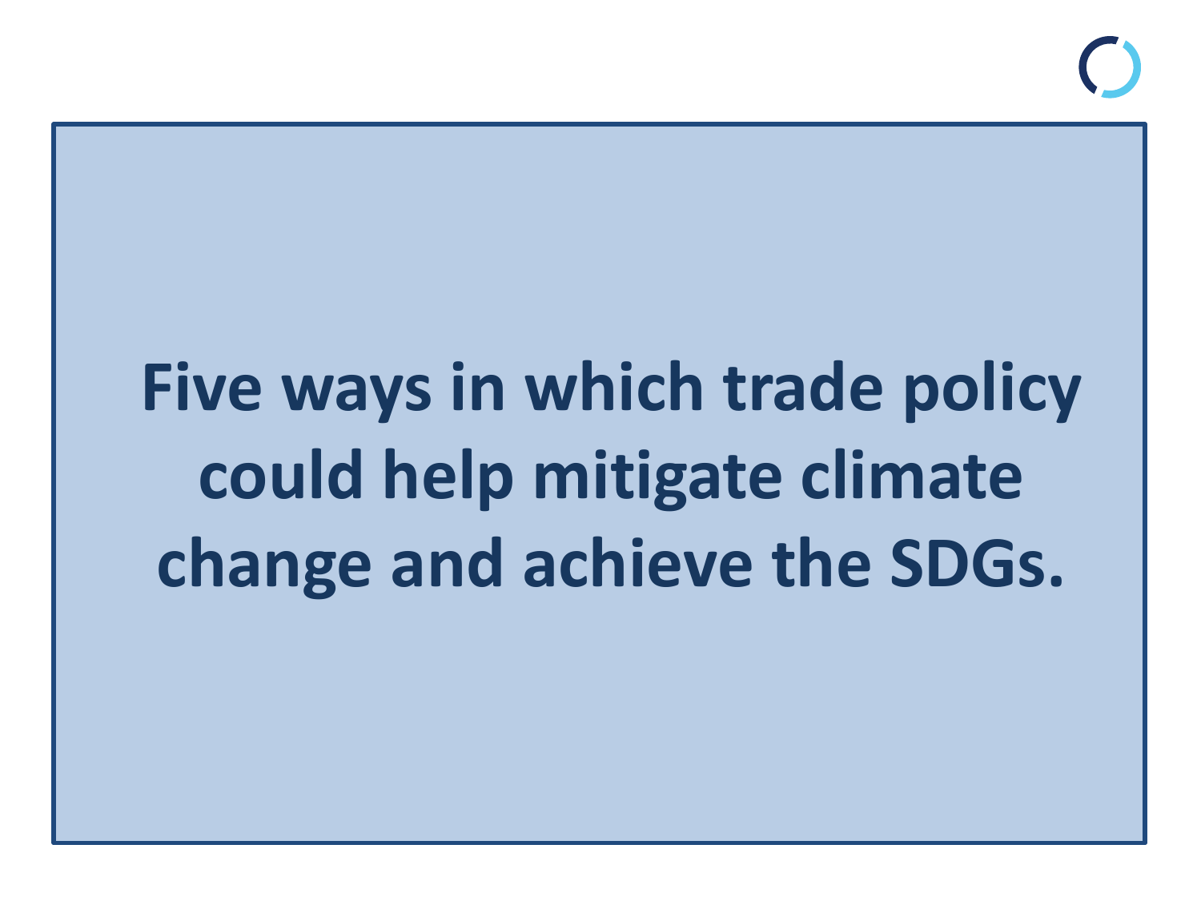**Five ways in which trade policy could help mitigate climate change and achieve the SDGs.**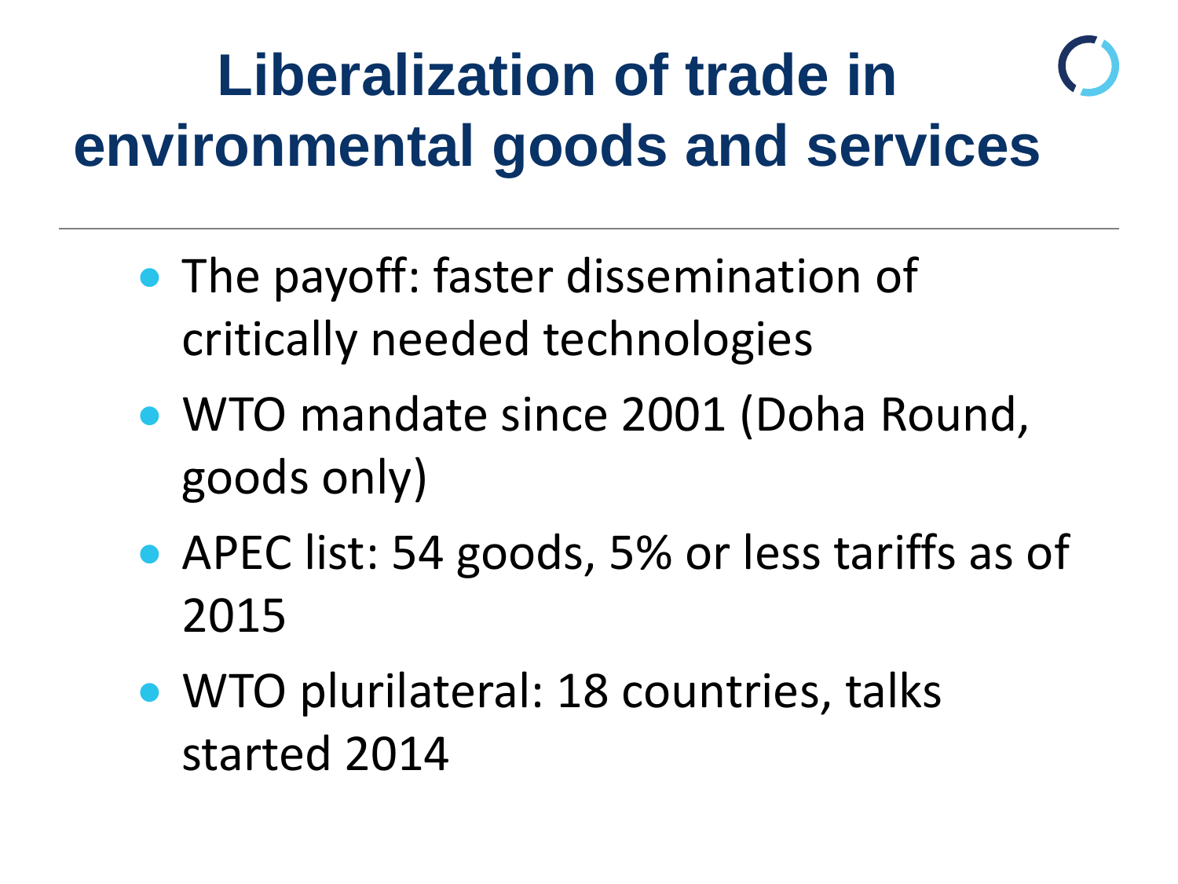# Liberalization of trade in environmental goods and services

- The payoff: faster dissemination of critically needed technologies
- WTO mandate since 2001 (Doha Round, goods only)
- APEC list: 54 goods, 5% or less tariffs as of 2015
- WTO plurilateral: 18 countries, talks started 2014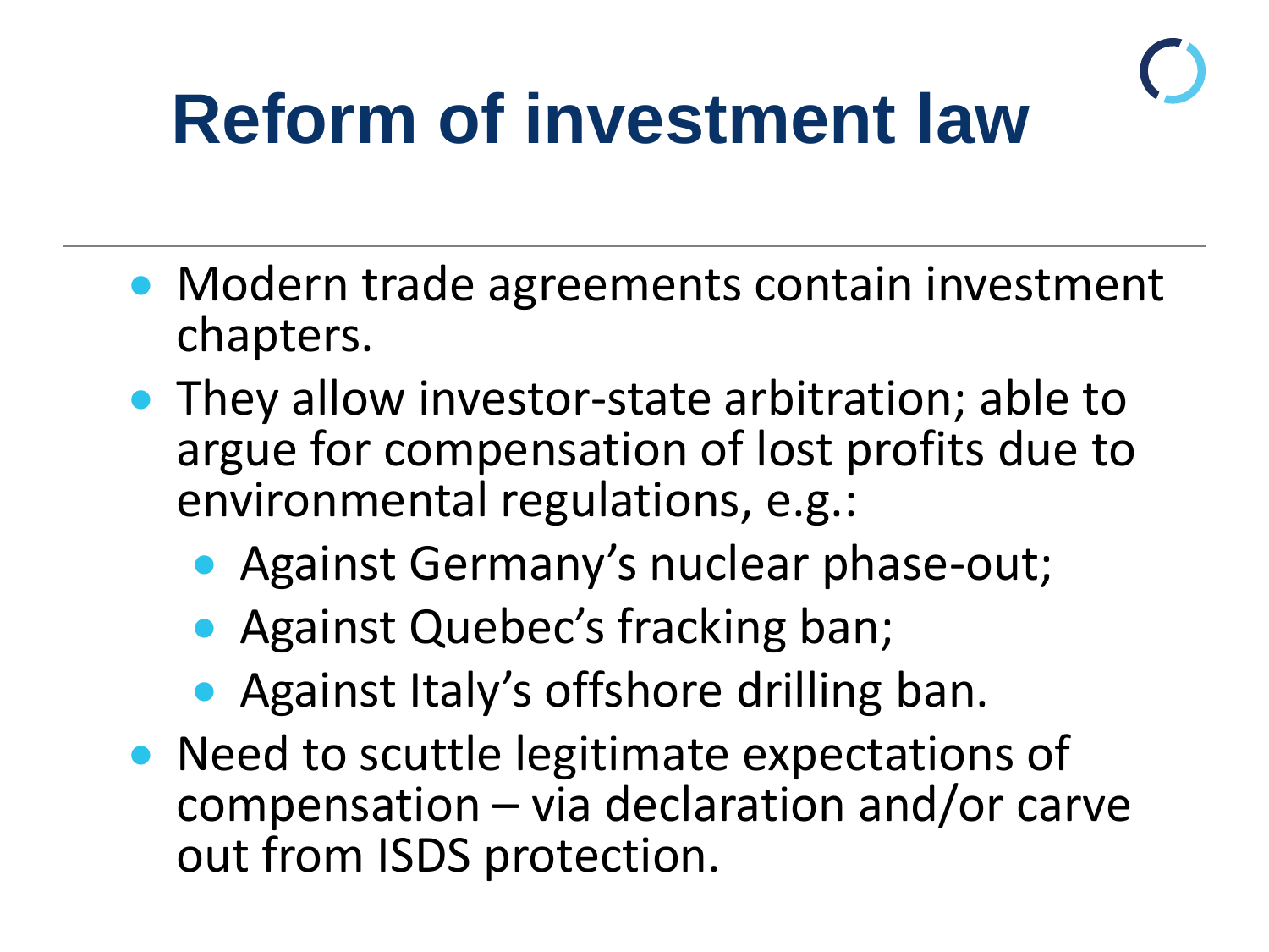# Reform of investment law

- Modern trade agreements contain investment chapters.
- They allow investor-state arbitration; able to argue for compensation of lost profits due to environmental regulations, e.g.:
  - Against Germany's nuclear phase-out;
  - Against Quebec's fracking ban;
  - Against Italy's offshore drilling ban.
- Need to scuttle legitimate expectations of compensation – via declaration and/or carve out from ISDS protection.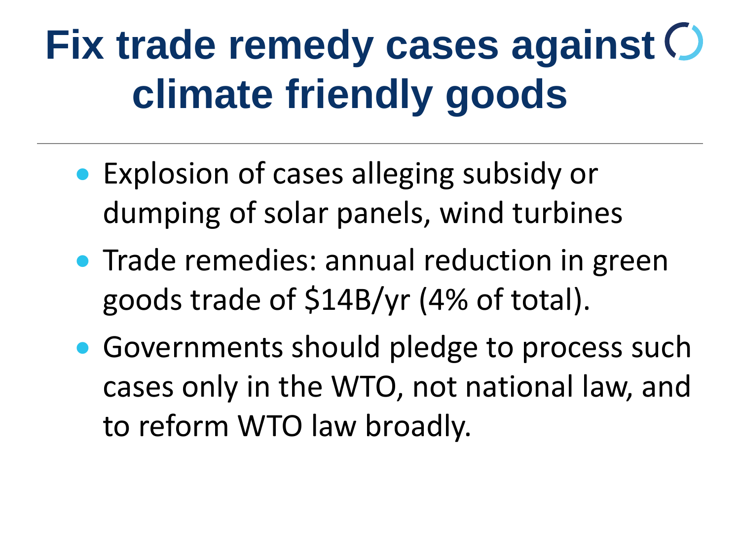# Fix trade remedy cases against climate friendly goods

- Explosion of cases alleging subsidy or dumping of solar panels, wind turbines
- Trade remedies: annual reduction in green goods trade of $14B/yr (4% of total).
- Governments should pledge to process such cases only in the WTO, not national law, and to reform WTO law broadly.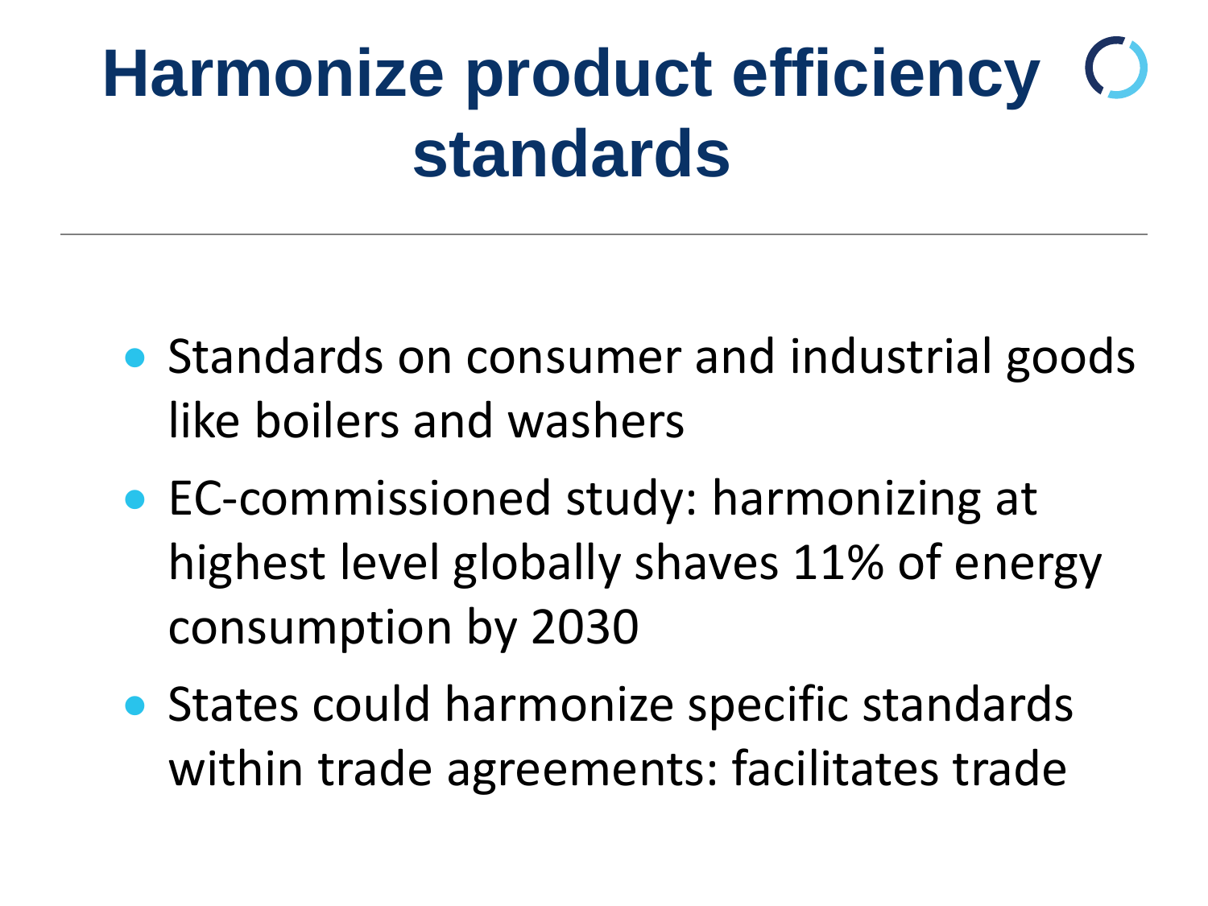# Harmonize product efficiency standards

- Standards on consumer and industrial goods like boilers and washers
- EC-commissioned study: harmonizing at highest level globally shaves 11% of energy consumption by 2030
- States could harmonize specific standards within trade agreements: facilitates trade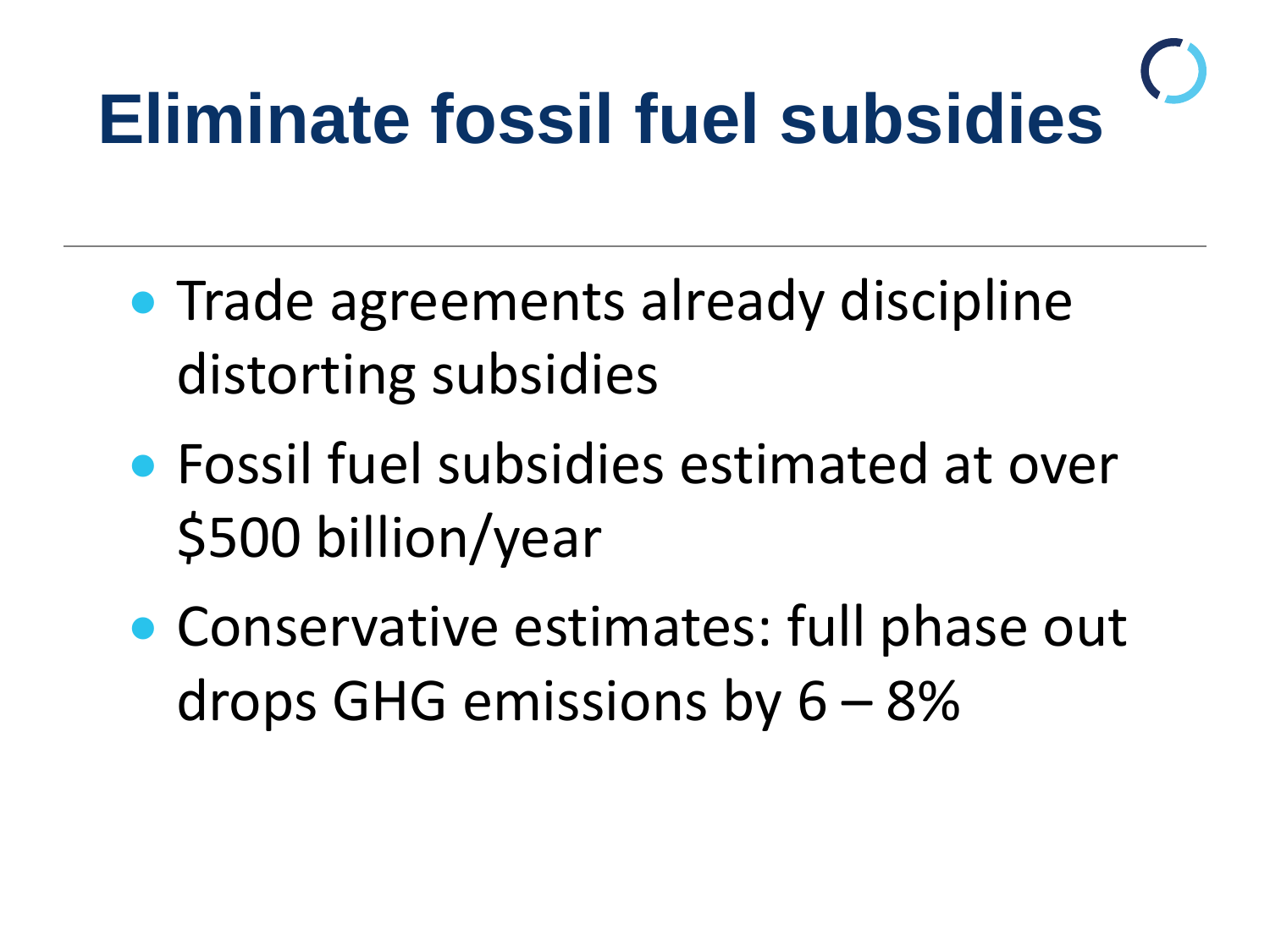# Eliminate fossil fuel subsidies

- Trade agreements already discipline distorting subsidies
- Fossil fuel subsidies estimated at over $500 billion/year
- Conservative estimates: full phase out drops GHG emissions by 6 – 8%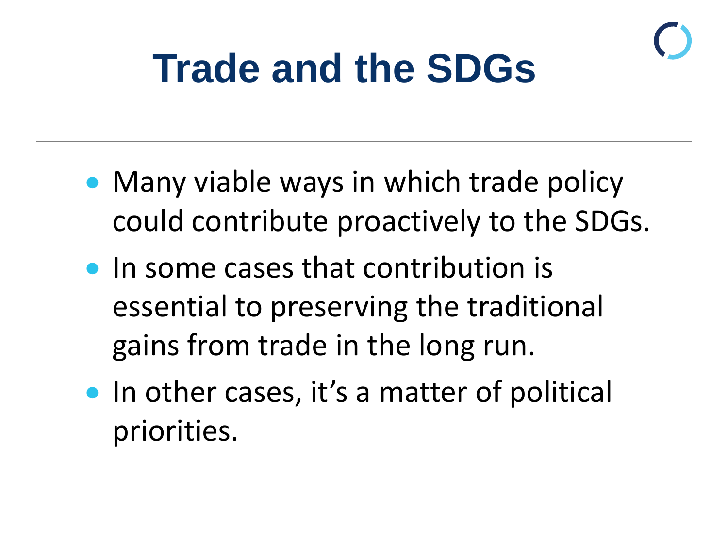# Trade and the SDGs

- Many viable ways in which trade policy could contribute proactively to the SDGs.
- In some cases that contribution is essential to preserving the traditional gains from trade in the long run.
- In other cases, it's a matter of political priorities.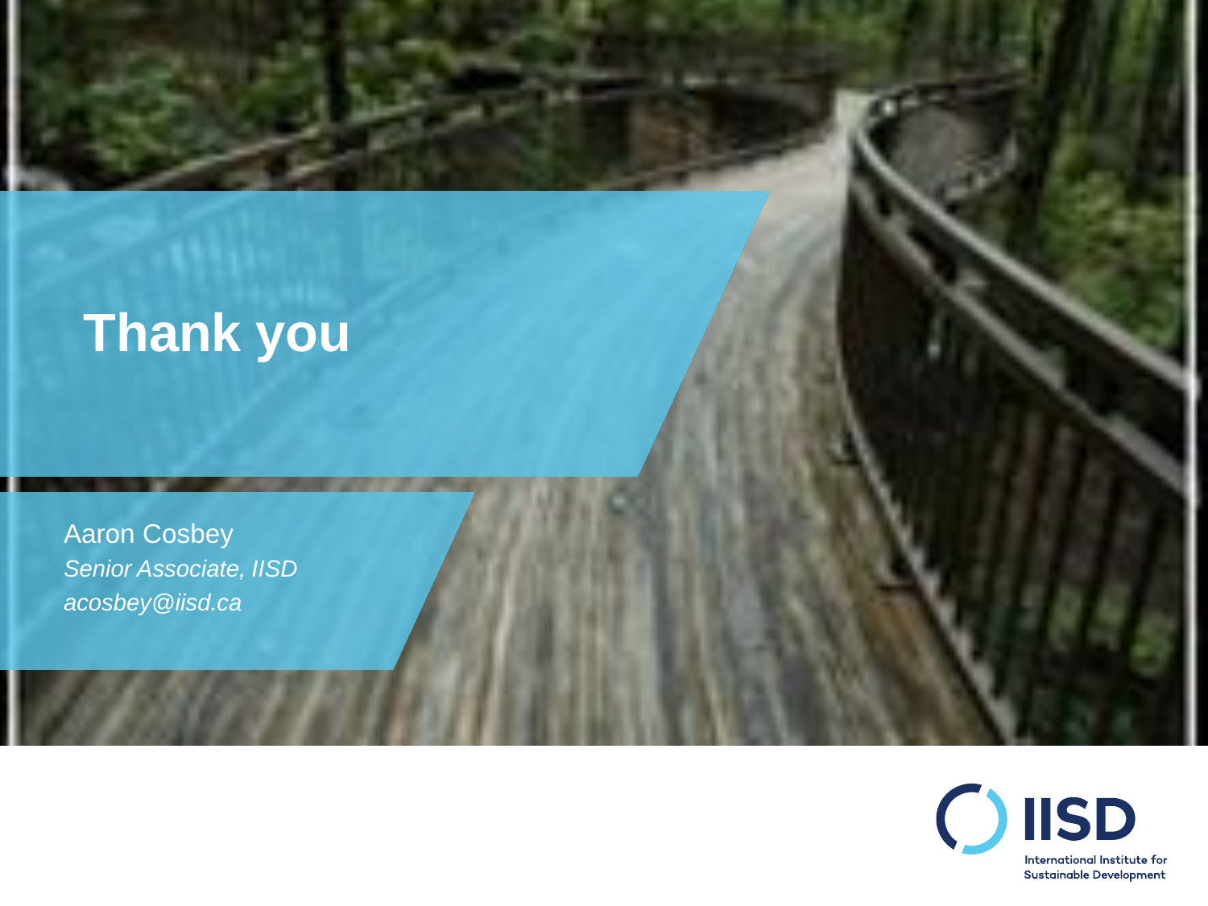# Thank you

Aaron Cosbey
*Senior Associate, IISD*
*acosbey@iisd.ca*

IISD
International Institute for Sustainable Development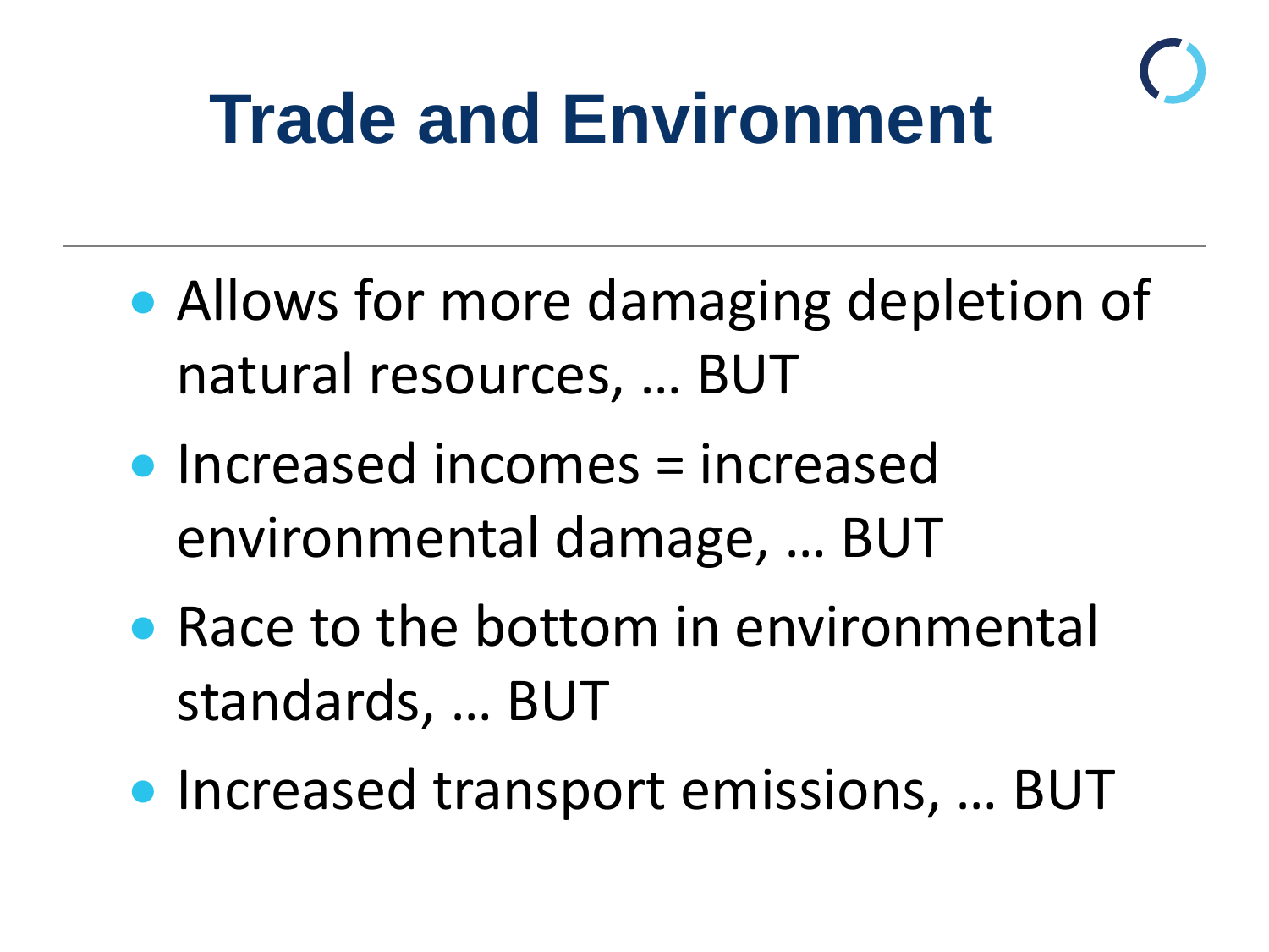# Trade and Environment

- Allows for more damaging depletion of natural resources, … BUT
- Increased incomes = increased environmental damage, … BUT
- Race to the bottom in environmental standards, … BUT
- Increased transport emissions, … BUT